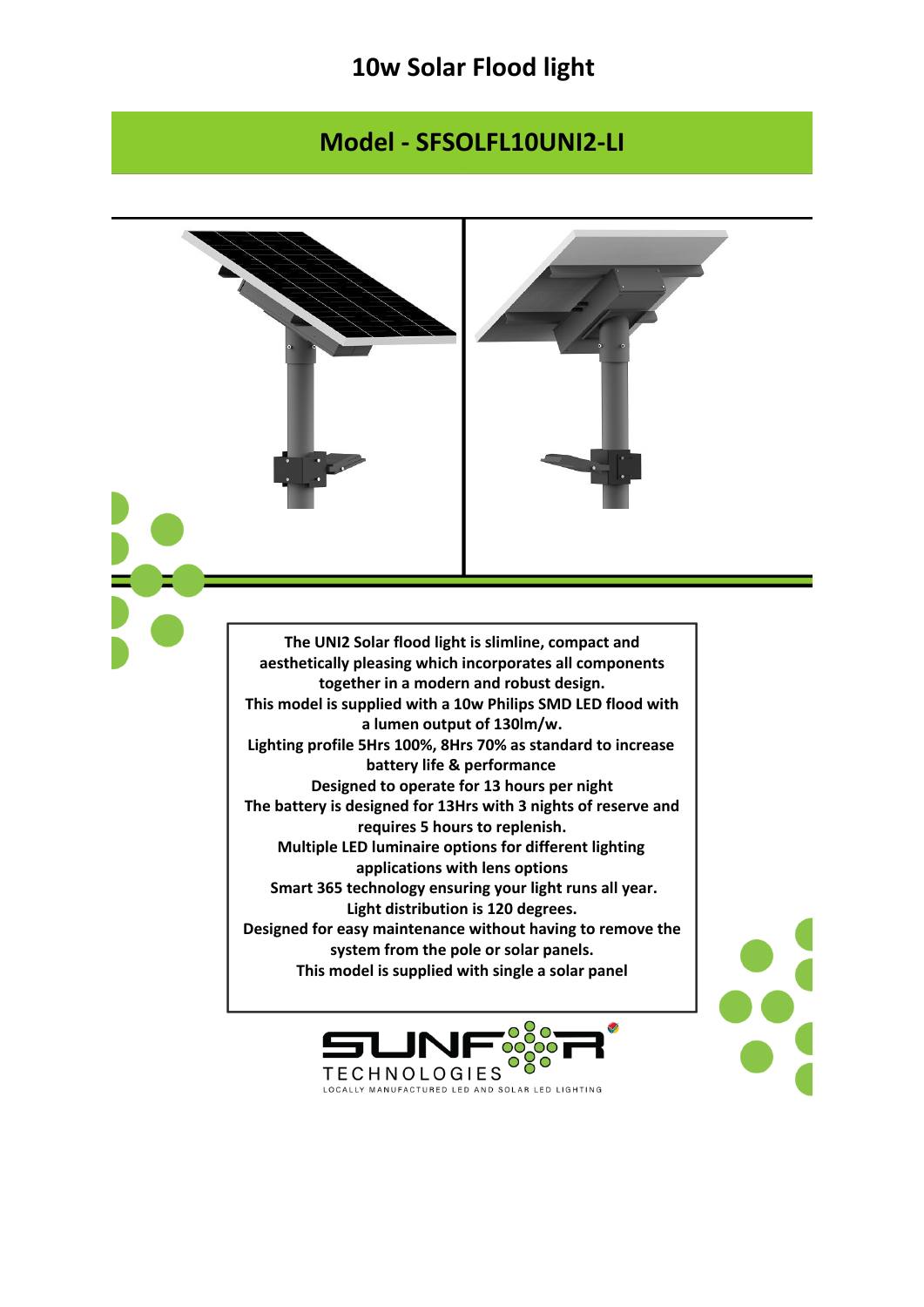# 10w Solar Flood light

## Model - SFSOLFL10UNI2-LI

**The UNI2 Solar flood light is slimline, compact and aesthetically pleasing which incorporates all components together in a modern and robust design.**
**This model is supplied with a 10w Philips SMD LED flood with a lumen output of 130lm/w.**
**Lighting profile 5Hrs 100%, 8Hrs 70% as standard to increase battery life & performance**
**Designed to operate for 13 hours per night**
**The battery is designed for 13Hrs with 3 nights of reserve and requires 5 hours to replenish.**
**Multiple LED luminaire options for different lighting applications with lens options**
**Smart 365 technology ensuring your light runs all year.**
**Light distribution is 120 degrees.**
**Designed for easy maintenance without having to remove the system from the pole or solar panels.**
**This model is supplied with single a solar panel**

SUNFOR TECHNOLOGIES
LOCALLY MANUFACTURED LED AND SOLAR LED LIGHTING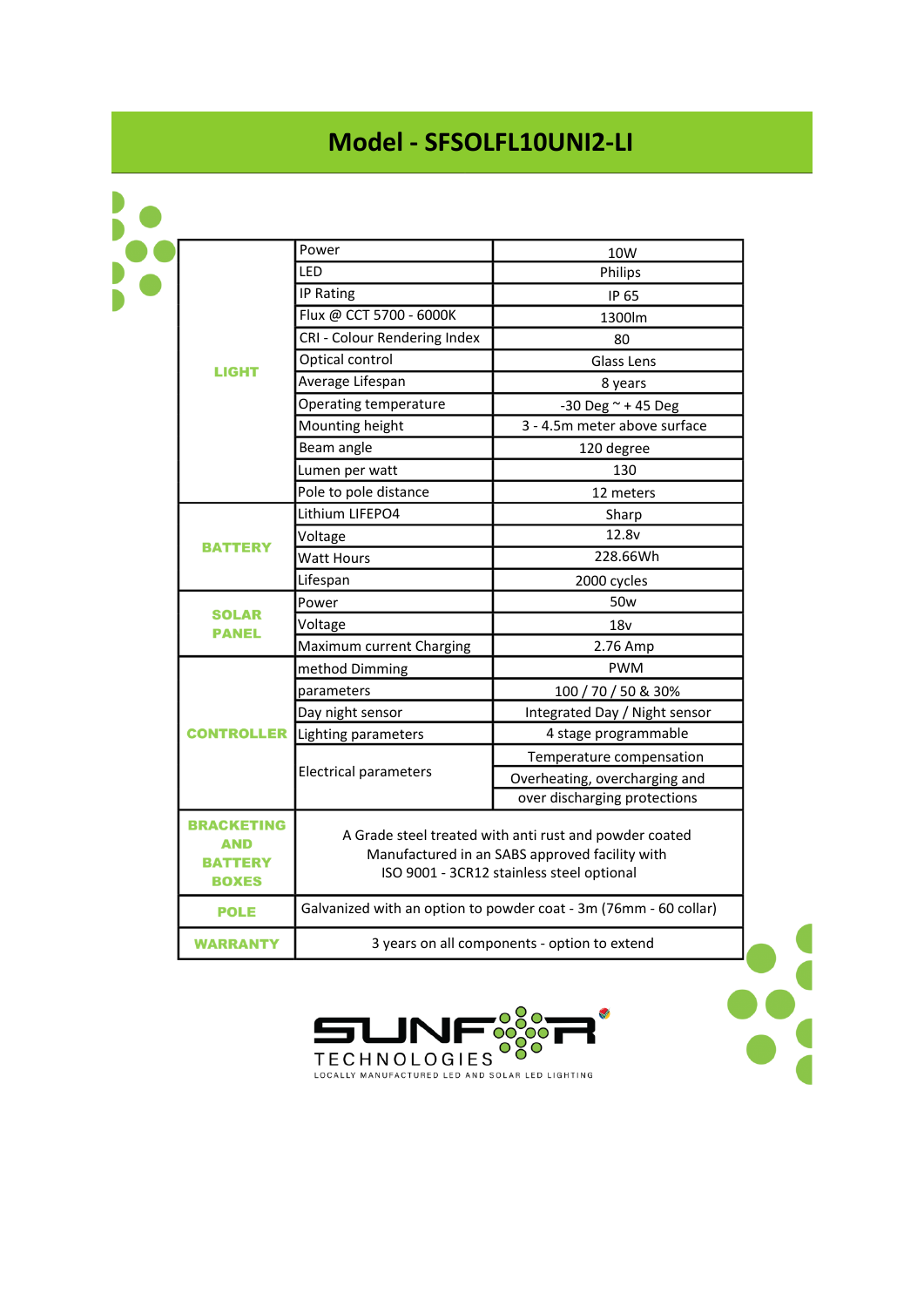# Model - SFSOLFL10UNI2-LI

| | | |
|---|---|---|
| LIGHT | Power | 10W |
| | LED | Philips |
| | IP Rating | IP 65 |
| | Flux @ CCT 5700 - 6000K | 1300lm |
| | CRI - Colour Rendering Index | 80 |
| | Optical control | Glass Lens |
| | Average Lifespan | 8 years |
| | Operating temperature | -30 Deg ~ + 45 Deg |
| | Mounting height | 3 - 4.5m meter above surface |
| | Beam angle | 120 degree |
| | Lumen per watt | 130 |
| | Pole to pole distance | 12 meters |
| BATTERY | Lithium LIFEPO4 | Sharp |
| | Voltage | 12.8v |
| | Watt Hours | 228.66Wh |
| | Lifespan | 2000 cycles |
| SOLAR PANEL | Power | 50w |
| | Voltage | 18v |
| | Maximum current Charging | 2.76 Amp |
| CONTROLLER | method Dimming | PWM |
| | parameters | 100 / 70 / 50 & 30% |
| | Day night sensor | Integrated Day / Night sensor |
| | Lighting parameters | 4 stage programmable |
| | Electrical parameters | Temperature compensation |
| | | Overheating, overcharging and over discharging protections |
| BRACKETING AND BATTERY BOXES | A Grade steel treated with anti rust and powder coated Manufactured in an SABS approved facility with ISO 9001 - 3CR12 stainless steel optional | |
| POLE | Galvanized with an option to powder coat - 3m (76mm - 60 collar) | |
| WARRANTY | 3 years on all components - option to extend | |

SUNFOR TECHNOLOGIES
LOCALLY MANUFACTURED LED AND SOLAR LED LIGHTING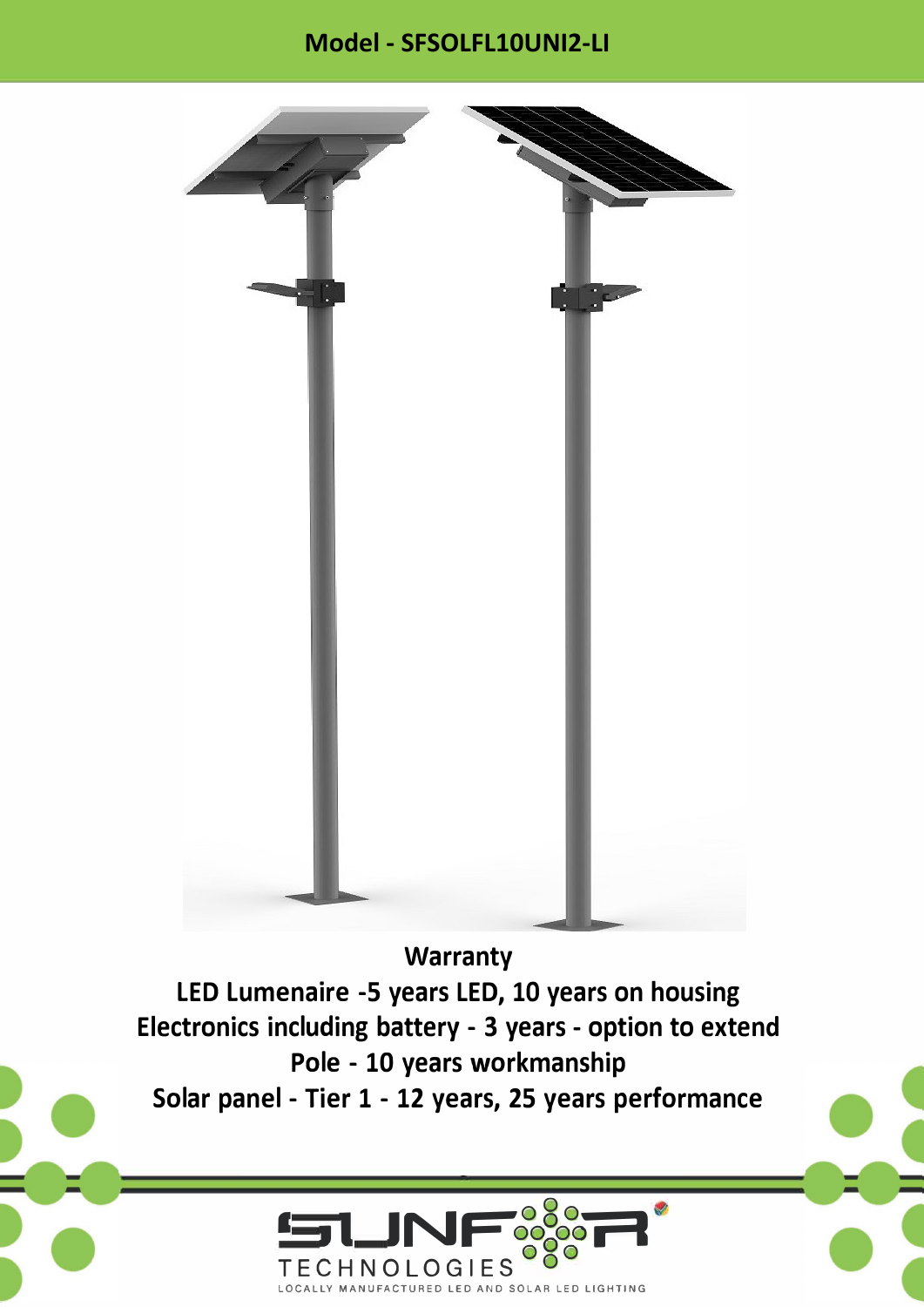## Model - SFSOLFL10UNI2-LI

**Warranty**

**LED Lumenaire -5 years LED, 10 years on housing**

**Electronics including battery - 3 years - option to extend**

**Pole - 10 years workmanship**

**Solar panel - Tier 1 - 12 years, 25 years performance**

SUNFOR TECHNOLOGIES

LOCALLY MANUFACTURED LED AND SOLAR LED LIGHTING